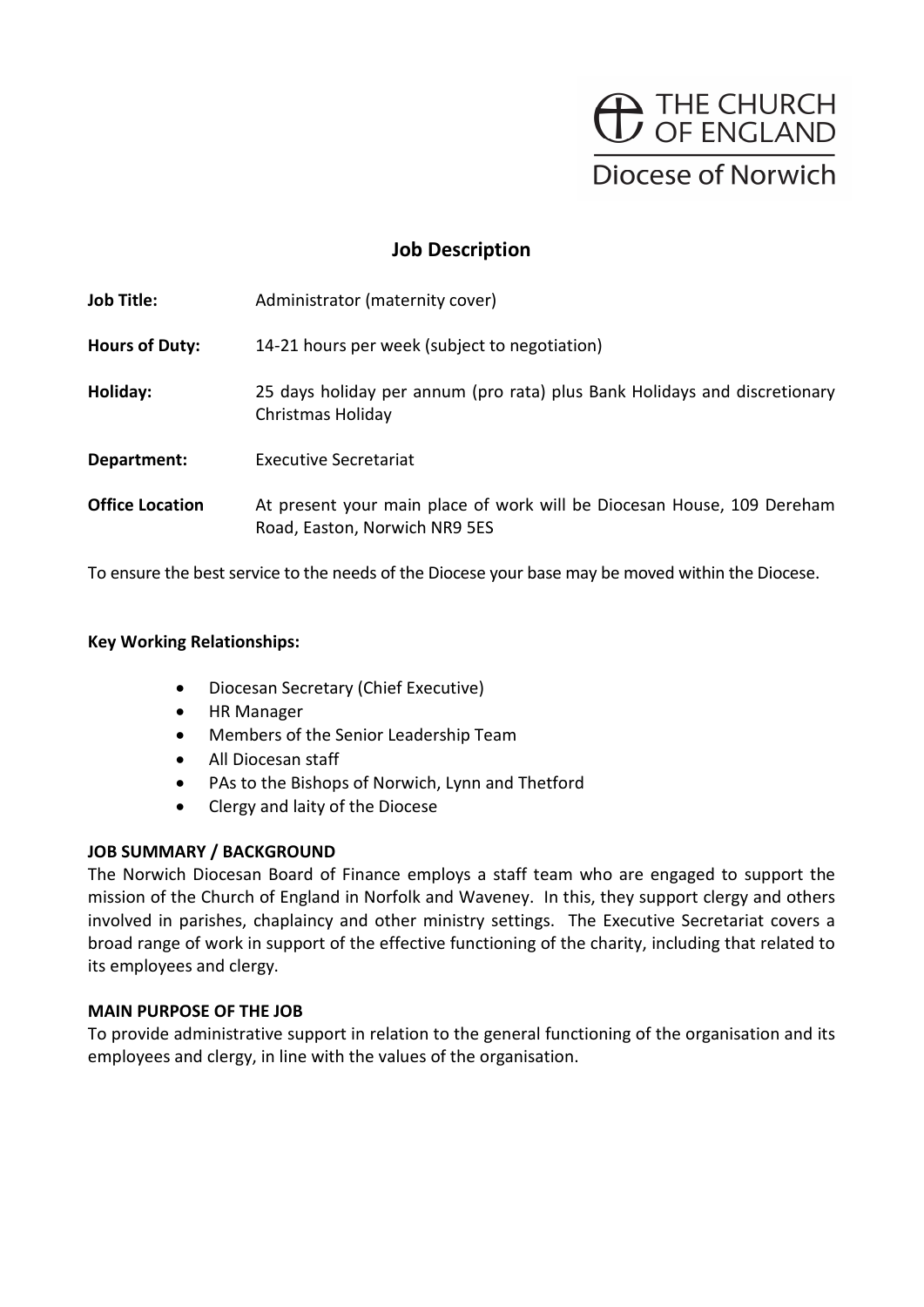THE CHURCH OF ENGLAND

Diocese of Norwich

# Job Description

| | |
|---|---|
| **Job Title:** | Administrator (maternity cover) |
| **Hours of Duty:** | 14-21 hours per week (subject to negotiation) |
| **Holiday:** | 25 days holiday per annum (pro rata) plus Bank Holidays and discretionary Christmas Holiday |
| **Department:** | Executive Secretariat |
| **Office Location** | At present your main place of work will be Diocesan House, 109 Dereham Road, Easton, Norwich NR9 5ES |

To ensure the best service to the needs of the Diocese your base may be moved within the Diocese.

**Key Working Relationships:**

- Diocesan Secretary (Chief Executive)
- HR Manager
- Members of the Senior Leadership Team
- All Diocesan staff
- PAs to the Bishops of Norwich, Lynn and Thetford
- Clergy and laity of the Diocese

**JOB SUMMARY / BACKGROUND**

The Norwich Diocesan Board of Finance employs a staff team who are engaged to support the mission of the Church of England in Norfolk and Waveney. In this, they support clergy and others involved in parishes, chaplaincy and other ministry settings. The Executive Secretariat covers a broad range of work in support of the effective functioning of the charity, including that related to its employees and clergy.

**MAIN PURPOSE OF THE JOB**

To provide administrative support in relation to the general functioning of the organisation and its employees and clergy, in line with the values of the organisation.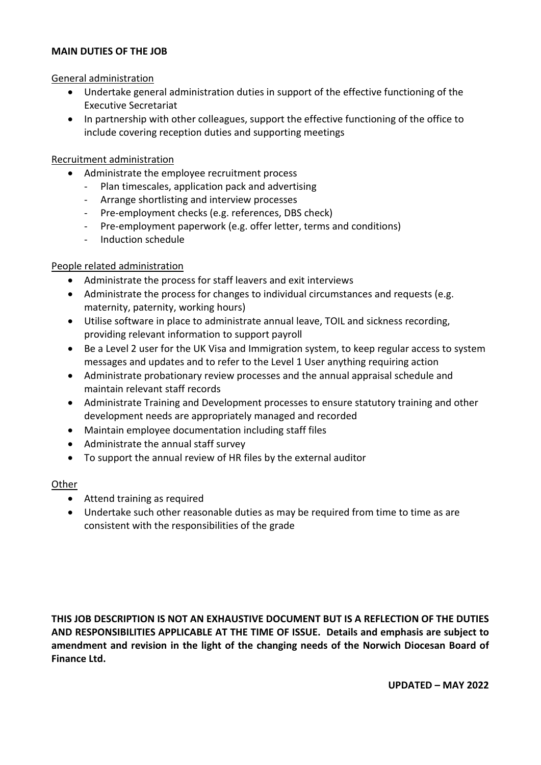**MAIN DUTIES OF THE JOB**

General administration

- Undertake general administration duties in support of the effective functioning of the Executive Secretariat
- In partnership with other colleagues, support the effective functioning of the office to include covering reception duties and supporting meetings

Recruitment administration

- Administrate the employee recruitment process
  - Plan timescales, application pack and advertising
  - Arrange shortlisting and interview processes
  - Pre-employment checks (e.g. references, DBS check)
  - Pre-employment paperwork (e.g. offer letter, terms and conditions)
  - Induction schedule

People related administration

- Administrate the process for staff leavers and exit interviews
- Administrate the process for changes to individual circumstances and requests (e.g. maternity, paternity, working hours)
- Utilise software in place to administrate annual leave, TOIL and sickness recording, providing relevant information to support payroll
- Be a Level 2 user for the UK Visa and Immigration system, to keep regular access to system messages and updates and to refer to the Level 1 User anything requiring action
- Administrate probationary review processes and the annual appraisal schedule and maintain relevant staff records
- Administrate Training and Development processes to ensure statutory training and other development needs are appropriately managed and recorded
- Maintain employee documentation including staff files
- Administrate the annual staff survey
- To support the annual review of HR files by the external auditor

Other

- Attend training as required
- Undertake such other reasonable duties as may be required from time to time as are consistent with the responsibilities of the grade

**THIS JOB DESCRIPTION IS NOT AN EXHAUSTIVE DOCUMENT BUT IS A REFLECTION OF THE DUTIES AND RESPONSIBILITIES APPLICABLE AT THE TIME OF ISSUE. Details and emphasis are subject to amendment and revision in the light of the changing needs of the Norwich Diocesan Board of Finance Ltd.**

**UPDATED – MAY 2022**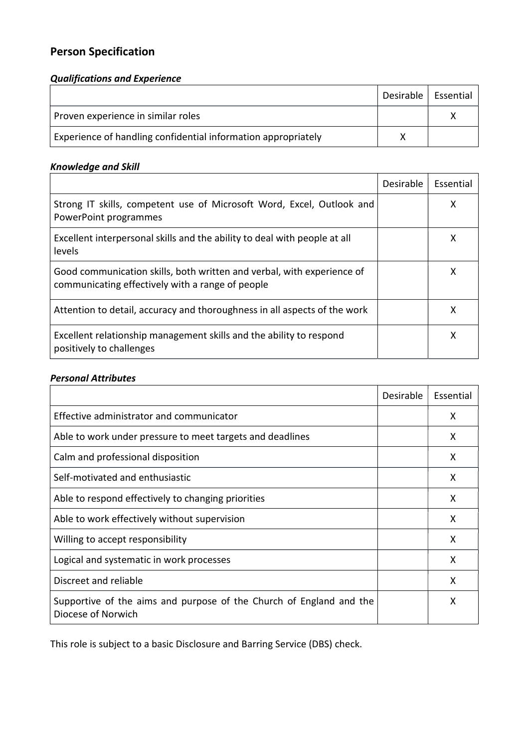## Person Specification

### *Qualifications and Experience*

| | Desirable | Essential |
|---|---|---|
| Proven experience in similar roles | | X |
| Experience of handling confidential information appropriately | X | |

### *Knowledge and Skill*

| | Desirable | Essential |
|---|---|---|
| Strong IT skills, competent use of Microsoft Word, Excel, Outlook and PowerPoint programmes | | X |
| Excellent interpersonal skills and the ability to deal with people at all levels | | X |
| Good communication skills, both written and verbal, with experience of communicating effectively with a range of people | | X |
| Attention to detail, accuracy and thoroughness in all aspects of the work | | X |
| Excellent relationship management skills and the ability to respond positively to challenges | | X |

### *Personal Attributes*

| | Desirable | Essential |
|---|---|---|
| Effective administrator and communicator | | X |
| Able to work under pressure to meet targets and deadlines | | X |
| Calm and professional disposition | | X |
| Self-motivated and enthusiastic | | X |
| Able to respond effectively to changing priorities | | X |
| Able to work effectively without supervision | | X |
| Willing to accept responsibility | | X |
| Logical and systematic in work processes | | X |
| Discreet and reliable | | X |
| Supportive of the aims and purpose of the Church of England and the Diocese of Norwich | | X |

This role is subject to a basic Disclosure and Barring Service (DBS) check.